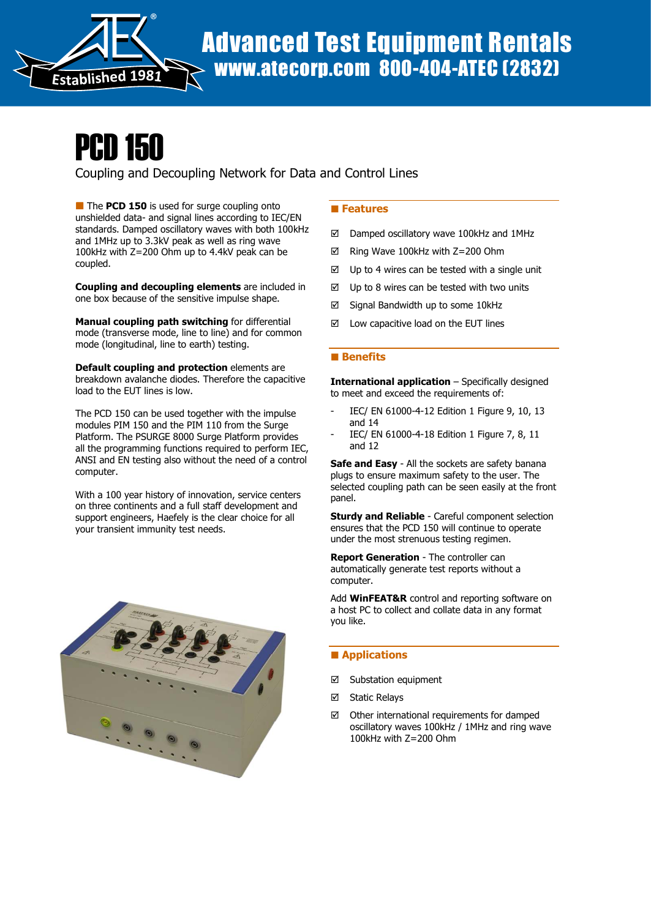# Advanced Test Equipment Rentals

www.atecorp.com 800-404-ATEC (2832)

# PCD 150

Coupling and Decoupling Network for Data and Control Lines

■ The **PCD 150** is used for surge coupling onto unshielded data- and signal lines according to IEC/EN standards. Damped oscillatory waves with both 100kHz and 1MHz up to 3.3kV peak as well as ring wave 100kHz with Z=200 Ohm up to 4.4kV peak can be coupled.

**Coupling and decoupling elements** are included in one box because of the sensitive impulse shape.

**Manual coupling path switching** for differential mode (transverse mode, line to line) and for common mode (longitudinal, line to earth) testing.

**Default coupling and protection** elements are breakdown avalanche diodes. Therefore the capacitive load to the EUT lines is low.

The PCD 150 can be used together with the impulse modules PIM 150 and the PIM 110 from the Surge Platform. The PSURGE 8000 Surge Platform provides all the programming functions required to perform IEC, ANSI and EN testing also without the need of a control computer.

With a 100 year history of innovation, service centers on three continents and a full staff development and support engineers, Haefely is the clear choice for all your transient immunity test needs.

## Features

- ☑ Damped oscillatory wave 100kHz and 1MHz
- ☑ Ring Wave 100kHz with Z=200 Ohm
- ☑ Up to 4 wires can be tested with a single unit
- ☑ Up to 8 wires can be tested with two units
- ☑ Signal Bandwidth up to some 10kHz
- ☑ Low capacitive load on the EUT lines

## Benefits

**International application** – Specifically designed to meet and exceed the requirements of:

- IEC/ EN 61000-4-12 Edition 1 Figure 9, 10, 13 and 14
- IEC/ EN 61000-4-18 Edition 1 Figure 7, 8, 11 and 12

**Safe and Easy** - All the sockets are safety banana plugs to ensure maximum safety to the user. The selected coupling path can be seen easily at the front panel.

**Sturdy and Reliable** - Careful component selection ensures that the PCD 150 will continue to operate under the most strenuous testing regimen.

**Report Generation** - The controller can automatically generate test reports without a computer.

Add **WinFEAT&R** control and reporting software on a host PC to collect and collate data in any format you like.

## Applications

- ☑ Substation equipment
- ☑ Static Relays
- ☑ Other international requirements for damped oscillatory waves 100kHz / 1MHz and ring wave 100kHz with Z=200 Ohm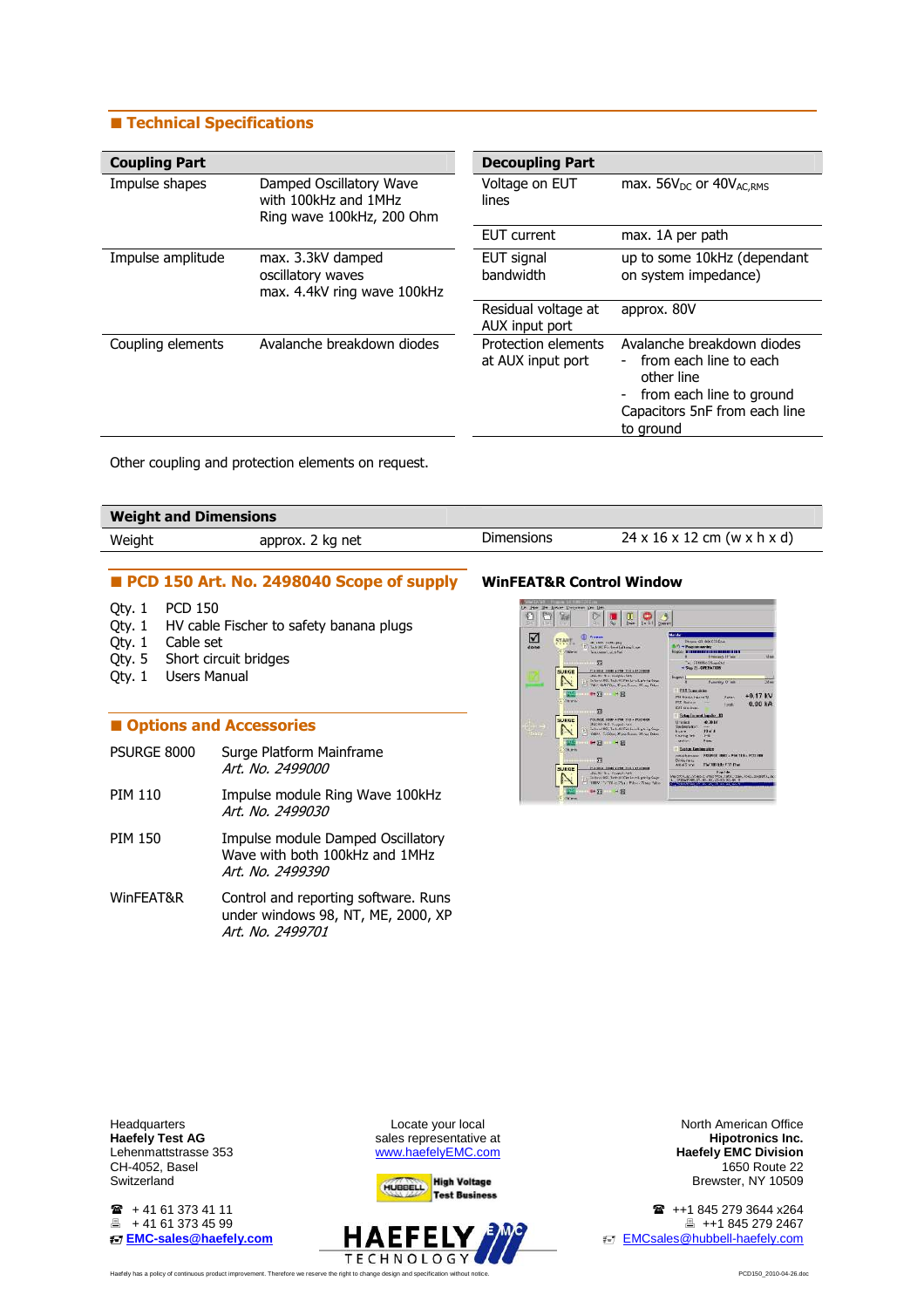## ■ Technical Specifications

| Coupling Part | |
|---|---|
| Impulse shapes | Damped Oscillatory Wave with 100kHz and 1MHz<br>Ring wave 100kHz, 200 Ohm |
| Impulse amplitude | max. 3.3kV damped oscillatory waves<br>max. 4.4kV ring wave 100kHz |
| Coupling elements | Avalanche breakdown diodes |

| Decoupling Part | |
|---|---|
| Voltage on EUT lines | max. $56V_{DC}$ or $40V_{AC,RMS}$ |
| EUT current | max. 1A per path |
| EUT signal bandwidth | up to some 10kHz (dependant on system impedance) |
| Residual voltage at AUX input port | approx. 80V |
| Protection elements at AUX input port | Avalanche breakdown diodes<br>- from each line to each other line<br>- from each line to ground<br>Capacitors 5nF from each line to ground |

Other coupling and protection elements on request.

| Weight and Dimensions | | | |
|---|---|---|---|
| Weight | approx. 2 kg net | Dimensions | 24 x 16 x 12 cm (w x h x d) |

## ■ PCD 150 Art. No. 2498040 Scope of supply

- Qty. 1 PCD 150
- Qty. 1 HV cable Fischer to safety banana plugs
- Qty. 1 Cable set
- Qty. 5 Short circuit bridges
- Qty. 1 Users Manual

## ■ Options and Accessories

| | |
|---|---|
| PSURGE 8000 | Surge Platform Mainframe<br>*Art. No. 2499000* |
| PIM 110 | Impulse module Ring Wave 100kHz<br>*Art. No. 2499030* |
| PIM 150 | Impulse module Damped Oscillatory Wave with both 100kHz and 1MHz<br>*Art. No. 2499390* |
| WinFEAT&R | Control and reporting software. Runs under windows 98, NT, ME, 2000, XP<br>*Art. No. 2499701* |

## WinFEAT&R Control Window

Headquarters
**Haefely Test AG**
Lehenmattstrasse 353
CH-4052, Basel
Switzerland

☎ + 41 61 373 41 11
+ 41 61 373 45 99
**EMC-sales@haefely.com**

Locate your local sales representative at
www.haefelyEMC.com

HUBBELL High Voltage Test Business

HAEFELY EMC TECHNOLOGY

North American Office
**Hipotronics Inc.**
**Haefely EMC Division**
1650 Route 22
Brewster, NY 10509

☎ ++1 845 279 3644 x264
++1 845 279 2467
EMCsales@hubbell-haefely.com

Haefely has a policy of continuous product improvement. Therefore we reserve the right to change design and specification without notice.

PCD150_2010-04-26.doc